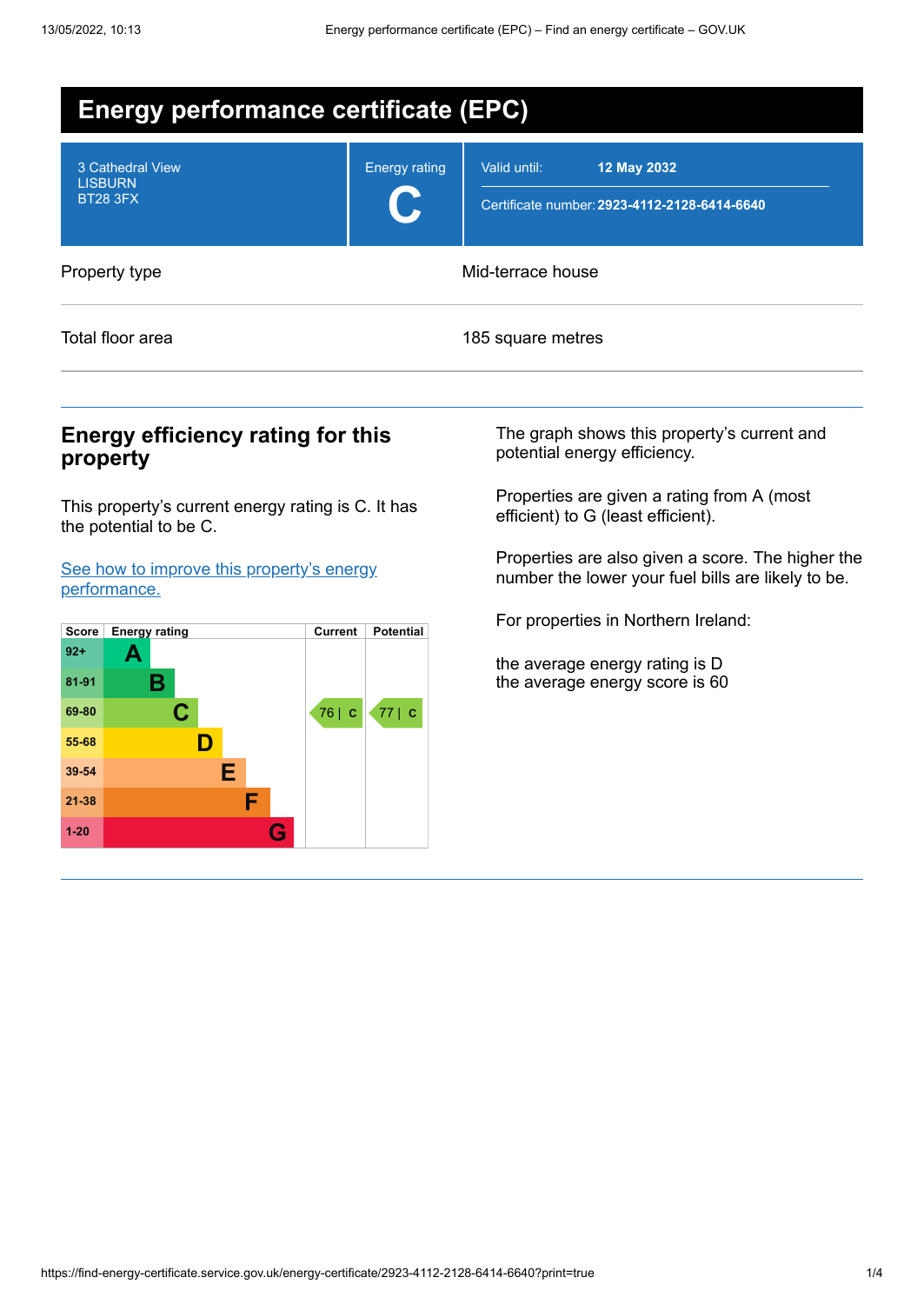# Energy performance certificate (EPC)

| 3 Cathedral View<br>LISBURN<br>BT28 3FX | Energy rating<br>**C** | Valid until: **12 May 2032**<br>Certificate number: **2923-4112-2128-6414-6640** |
|---|---|---|

| Property type | Mid-terrace house |
|---|---|
| Total floor area | 185 square metres |

## Energy efficiency rating for this property

This property's current energy rating is C. It has the potential to be C.

[See how to improve this property's energy performance.](#)

| Score | Energy rating | Current | Potential |
|---|---|---|---|
| 92+ | A | | |
| 81-91 | B | | |
| 69-80 | C | 76 \| C | 77 \| C |
| 55-68 | D | | |
| 39-54 | E | | |
| 21-38 | F | | |
| 1-20 | G | | |

The graph shows this property's current and potential energy efficiency.

Properties are given a rating from A (most efficient) to G (least efficient).

Properties are also given a score. The higher the number the lower your fuel bills are likely to be.

For properties in Northern Ireland:

the average energy rating is D
the average energy score is 60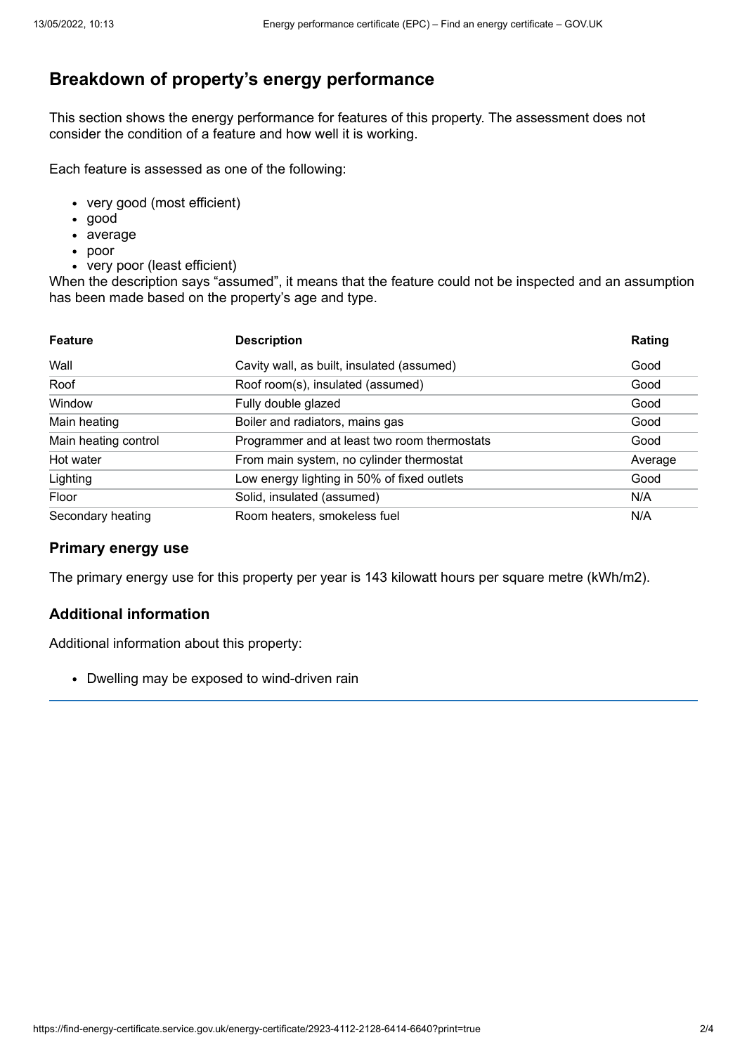## Breakdown of property's energy performance

This section shows the energy performance for features of this property. The assessment does not consider the condition of a feature and how well it is working.

Each feature is assessed as one of the following:

- very good (most efficient)
- good
- average
- poor
- very poor (least efficient)

When the description says "assumed", it means that the feature could not be inspected and an assumption has been made based on the property's age and type.

| Feature | Description | Rating |
| --- | --- | --- |
| Wall | Cavity wall, as built, insulated (assumed) | Good |
| Roof | Roof room(s), insulated (assumed) | Good |
| Window | Fully double glazed | Good |
| Main heating | Boiler and radiators, mains gas | Good |
| Main heating control | Programmer and at least two room thermostats | Good |
| Hot water | From main system, no cylinder thermostat | Average |
| Lighting | Low energy lighting in 50% of fixed outlets | Good |
| Floor | Solid, insulated (assumed) | N/A |
| Secondary heating | Room heaters, smokeless fuel | N/A |

### Primary energy use

The primary energy use for this property per year is 143 kilowatt hours per square metre (kWh/m2).

### Additional information

Additional information about this property:

- Dwelling may be exposed to wind-driven rain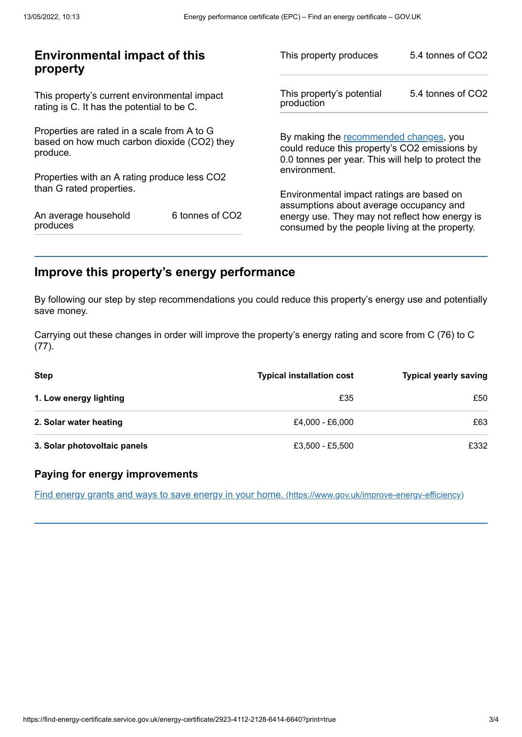## Environmental impact of this property

This property's current environmental impact rating is C. It has the potential to be C.

Properties are rated in a scale from A to G based on how much carbon dioxide ($CO_2$) they produce.

Properties with an A rating produce less $CO_2$ than G rated properties.

| | |
|---|---|
| An average household produces | 6 tonnes of $CO_2$ |

| | |
|---|---|
| This property produces | 5.4 tonnes of $CO_2$ |
| This property's potential production | 5.4 tonnes of $CO_2$ |

By making the recommended changes, you could reduce this property's $CO_2$ emissions by 0.0 tonnes per year. This will help to protect the environment.

Environmental impact ratings are based on assumptions about average occupancy and energy use. They may not reflect how energy is consumed by the people living at the property.

## Improve this property's energy performance

By following our step by step recommendations you could reduce this property's energy use and potentially save money.

Carrying out these changes in order will improve the property's energy rating and score from C (76) to C (77).

| Step | Typical installation cost | Typical yearly saving |
|---|---|---|
| **1. Low energy lighting** | £35 | £50 |
| **2. Solar water heating** | £4,000 - £6,000 | £63 |
| **3. Solar photovoltaic panels** | £3,500 - £5,500 | £332 |

### Paying for energy improvements

Find energy grants and ways to save energy in your home. (https://www.gov.uk/improve-energy-efficiency)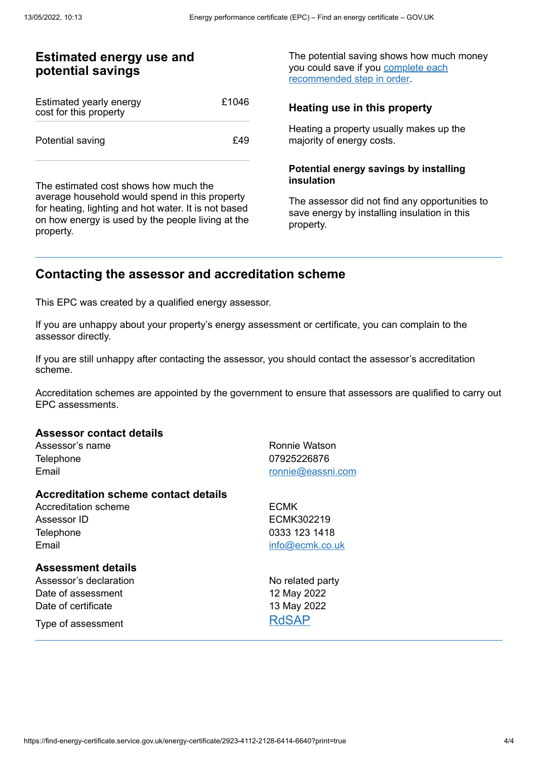## Estimated energy use and potential savings

| | |
|---|---|
| Estimated yearly energy cost for this property | £1046 |
| Potential saving | £49 |

The estimated cost shows how much the average household would spend in this property for heating, lighting and hot water. It is not based on how energy is used by the people living at the property.

The potential saving shows how much money you could save if you complete each recommended step in order.

### Heating use in this property

Heating a property usually makes up the majority of energy costs.

#### Potential energy savings by installing insulation

The assessor did not find any opportunities to save energy by installing insulation in this property.

## Contacting the assessor and accreditation scheme

This EPC was created by a qualified energy assessor.

If you are unhappy about your property's energy assessment or certificate, you can complain to the assessor directly.

If you are still unhappy after contacting the assessor, you should contact the assessor's accreditation scheme.

Accreditation schemes are appointed by the government to ensure that assessors are qualified to carry out EPC assessments.

### Assessor contact details

| | |
|---|---|
| Assessor's name | Ronnie Watson |
| Telephone | 07925226876 |
| Email | ronnie@eassni.com |

### Accreditation scheme contact details

| | |
|---|---|
| Accreditation scheme | ECMK |
| Assessor ID | ECMK302219 |
| Telephone | 0333 123 1418 |
| Email | info@ecmk.co.uk |

### Assessment details

| | |
|---|---|
| Assessor's declaration | No related party |
| Date of assessment | 12 May 2022 |
| Date of certificate | 13 May 2022 |
| Type of assessment | RdSAP |